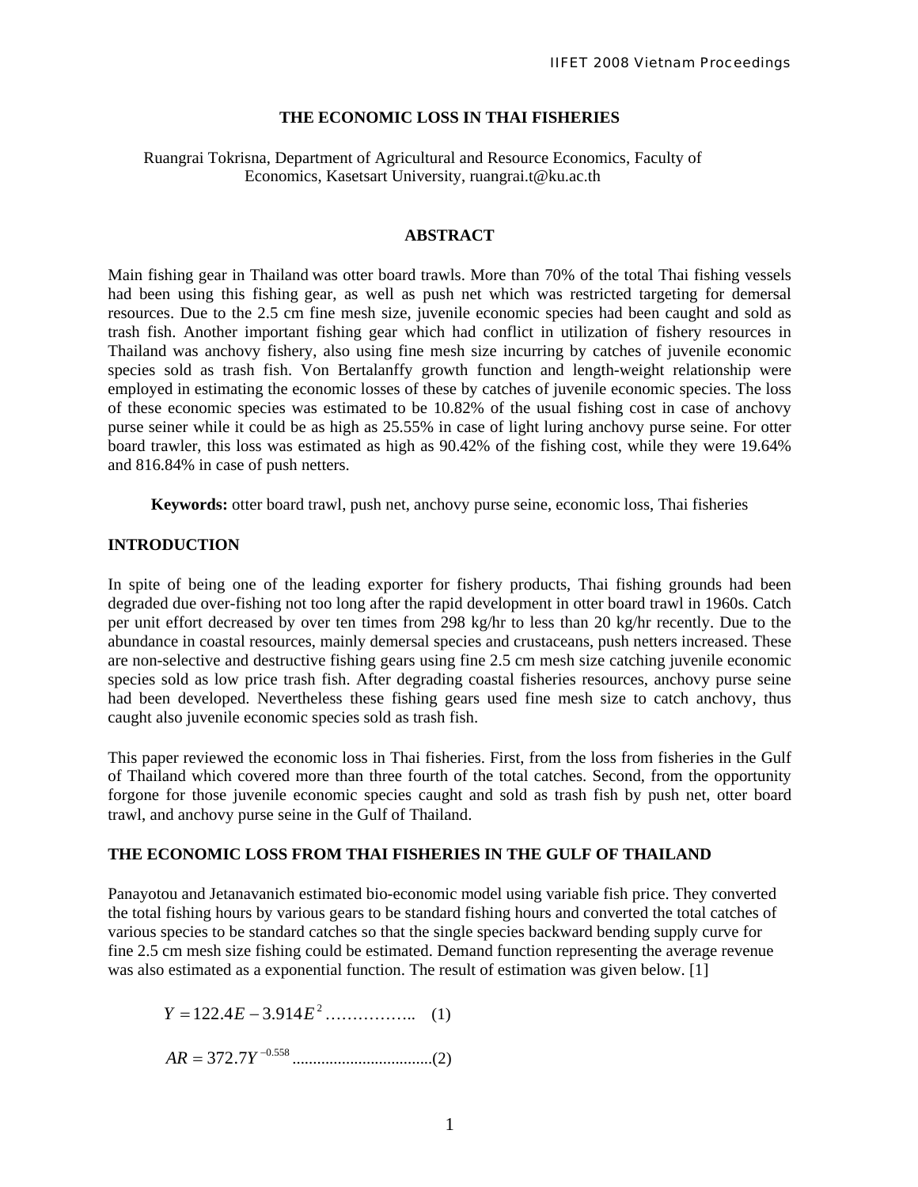# THE ECONOMIC LOSS IN THAI FISHERIES

Ruangrai Tokrisna, Department of Agricultural and Resource Economics, Faculty of Economics, Kasetsart University, ruangrai.t@ku.ac.th

## ABSTRACT

Main fishing gear in Thailand was otter board trawls. More than 70% of the total Thai fishing vessels had been using this fishing gear, as well as push net which was restricted targeting for demersal resources. Due to the 2.5 cm fine mesh size, juvenile economic species had been caught and sold as trash fish. Another important fishing gear which had conflict in utilization of fishery resources in Thailand was anchovy fishery, also using fine mesh size incurring by catches of juvenile economic species sold as trash fish. Von Bertalanffy growth function and length-weight relationship were employed in estimating the economic losses of these by catches of juvenile economic species. The loss of these economic species was estimated to be 10.82% of the usual fishing cost in case of anchovy purse seiner while it could be as high as 25.55% in case of light luring anchovy purse seine. For otter board trawler, this loss was estimated as high as 90.42% of the fishing cost, while they were 19.64% and 816.84% in case of push netters.

**Keywords:** otter board trawl, push net, anchovy purse seine, economic loss, Thai fisheries

## INTRODUCTION

In spite of being one of the leading exporter for fishery products, Thai fishing grounds had been degraded due over-fishing not too long after the rapid development in otter board trawl in 1960s. Catch per unit effort decreased by over ten times from 298 kg/hr to less than 20 kg/hr recently. Due to the abundance in coastal resources, mainly demersal species and crustaceans, push netters increased. These are non-selective and destructive fishing gears using fine 2.5 cm mesh size catching juvenile economic species sold as low price trash fish. After degrading coastal fisheries resources, anchovy purse seine had been developed. Nevertheless these fishing gears used fine mesh size to catch anchovy, thus caught also juvenile economic species sold as trash fish.

This paper reviewed the economic loss in Thai fisheries. First, from the loss from fisheries in the Gulf of Thailand which covered more than three fourth of the total catches. Second, from the opportunity forgone for those juvenile economic species caught and sold as trash fish by push net, otter board trawl, and anchovy purse seine in the Gulf of Thailand.

## THE ECONOMIC LOSS FROM THAI FISHERIES IN THE GULF OF THAILAND

Panayotou and Jetanavanich estimated bio-economic model using variable fish price. They converted the total fishing hours by various gears to be standard fishing hours and converted the total catches of various species to be standard catches so that the single species backward bending supply curve for fine 2.5 cm mesh size fishing could be estimated. Demand function representing the average revenue was also estimated as a exponential function. The result of estimation was given below. [1]

$$Y = 122.4E - 3.914E^2 \quad (1)$$

$$AR = 372.7Y^{-0.558} \quad (2)$$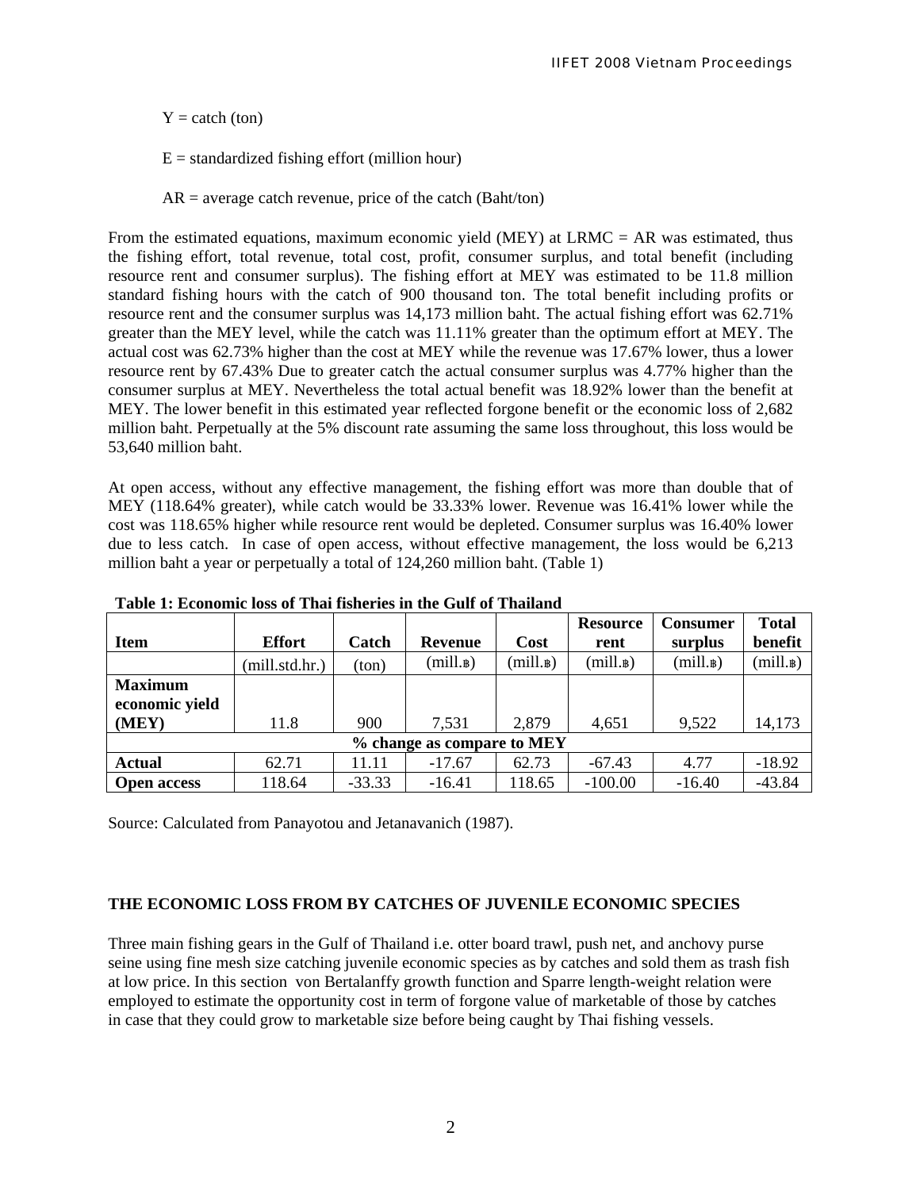Y = catch (ton)

E = standardized fishing effort (million hour)

AR = average catch revenue, price of the catch (Baht/ton)

From the estimated equations, maximum economic yield (MEY) at LRMC = AR was estimated, thus the fishing effort, total revenue, total cost, profit, consumer surplus, and total benefit (including resource rent and consumer surplus). The fishing effort at MEY was estimated to be 11.8 million standard fishing hours with the catch of 900 thousand ton. The total benefit including profits or resource rent and the consumer surplus was 14,173 million baht. The actual fishing effort was 62.71% greater than the MEY level, while the catch was 11.11% greater than the optimum effort at MEY. The actual cost was 62.73% higher than the cost at MEY while the revenue was 17.67% lower, thus a lower resource rent by 67.43% Due to greater catch the actual consumer surplus was 4.77% higher than the consumer surplus at MEY. Nevertheless the total actual benefit was 18.92% lower than the benefit at MEY. The lower benefit in this estimated year reflected forgone benefit or the economic loss of 2,682 million baht. Perpetually at the 5% discount rate assuming the same loss throughout, this loss would be 53,640 million baht.

At open access, without any effective management, the fishing effort was more than double that of MEY (118.64% greater), while catch would be 33.33% lower. Revenue was 16.41% lower while the cost was 118.65% higher while resource rent would be depleted. Consumer surplus was 16.40% lower due to less catch. In case of open access, without effective management, the loss would be 6,213 million baht a year or perpetually a total of 124,260 million baht. (Table 1)

**Table 1: Economic loss of Thai fisheries in the Gulf of Thailand**

| Item | Effort | Catch | Revenue | Cost | Resource rent | Consumer surplus | Total benefit |
|---|---|---|---|---|---|---|---|
| | (mill.std.hr.) | (ton) | (mill.฿) | (mill.฿) | (mill.฿) | (mill.฿) | (mill.฿) |
| **Maximum economic yield (MEY)** | 11.8 | 900 | 7,531 | 2,879 | 4,651 | 9,522 | 14,173 |
| **% change as compare to MEY** | | | | | | | |
| **Actual** | 62.71 | 11.11 | -17.67 | 62.73 | -67.43 | 4.77 | -18.92 |
| **Open access** | 118.64 | -33.33 | -16.41 | 118.65 | -100.00 | -16.40 | -43.84 |

Source: Calculated from Panayotou and Jetanavanich (1987).

## THE ECONOMIC LOSS FROM BY CATCHES OF JUVENILE ECONOMIC SPECIES

Three main fishing gears in the Gulf of Thailand i.e. otter board trawl, push net, and anchovy purse seine using fine mesh size catching juvenile economic species as by catches and sold them as trash fish at low price. In this section von Bertalanffy growth function and Sparre length-weight relation were employed to estimate the opportunity cost in term of forgone value of marketable of those by catches in case that they could grow to marketable size before being caught by Thai fishing vessels.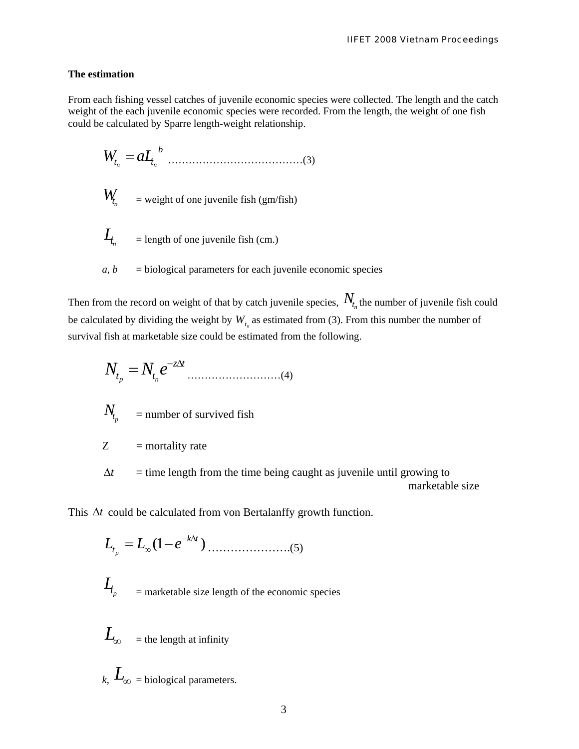**The estimation**

From each fishing vessel catches of juvenile economic species were collected. The length and the catch weight of the each juvenile economic species were recorded. From the length, the weight of one fish could be calculated by Sparre length-weight relationship.

$$W_{t_n} = aL_{t_n}{}^{b} \quad \text{………………………………(3)}$$

$W_{t_n}$ = weight of one juvenile fish (gm/fish)

$L_{t_n}$ = length of one juvenile fish (cm.)

*a, b* = biological parameters for each juvenile economic species

Then from the record on weight of that by catch juvenile species, $N_{t_n}$ the number of juvenile fish could be calculated by dividing the weight by $W_{t_n}$ as estimated from (3). From this number the number of survival fish at marketable size could be estimated from the following.

$$N_{t_p} = N_{t_n} e^{-z\Delta t} \quad \text{………………………(4)}$$

$N_{t_p}$ = number of survived fish

Z = mortality rate

$\Delta t$ = time length from the time being caught as juvenile until growing to marketable size

This $\Delta t$ could be calculated from von Bertalanffy growth function.

$$L_{t_p} = L_{\infty}(1 - e^{-k\Delta t}) \quad \text{………………….(5)}$$

$L_{t_p}$ = marketable size length of the economic species

$L_{\infty}$ = the length at infinity

*k*, $L_{\infty}$ = biological parameters.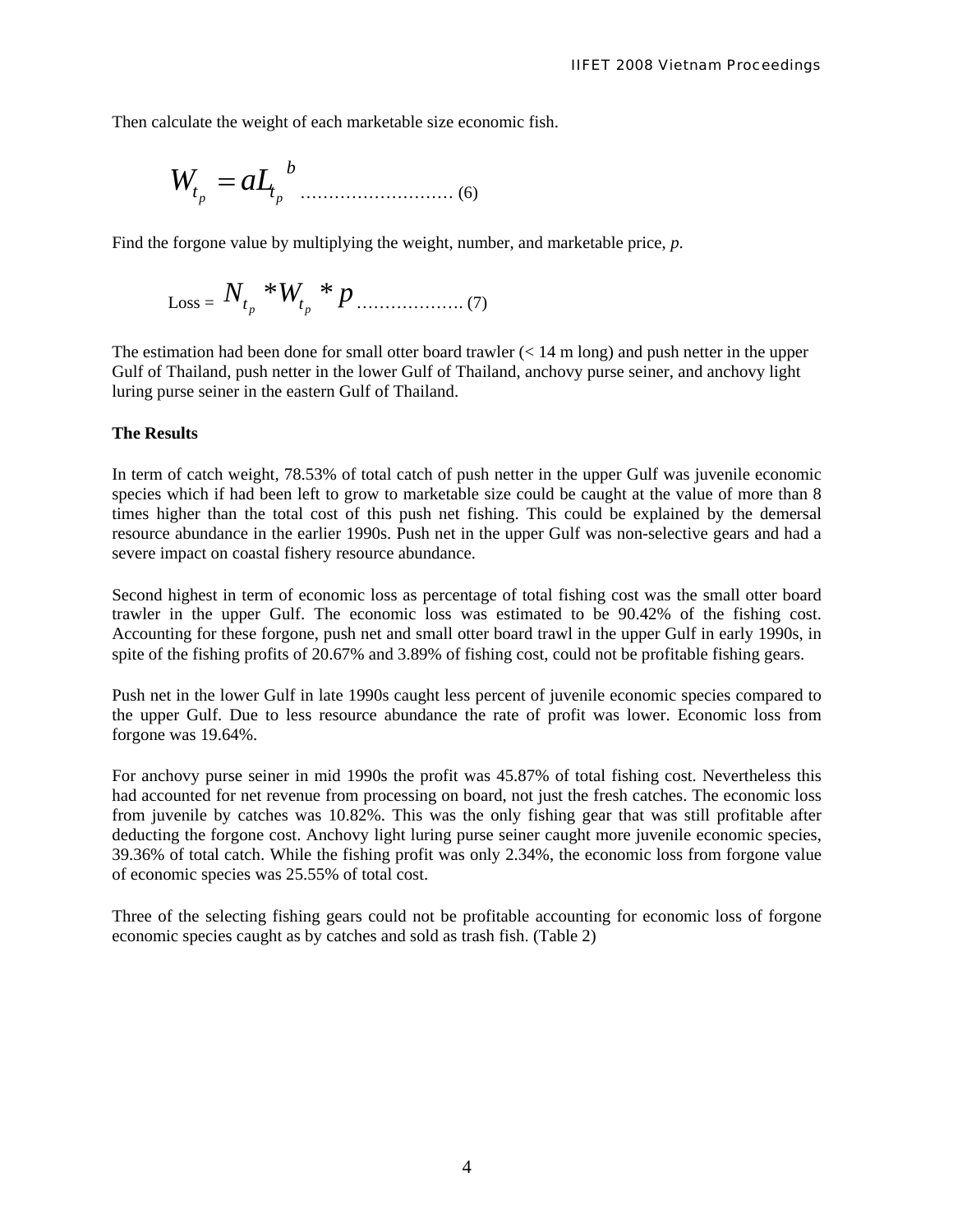Then calculate the weight of each marketable size economic fish.

$$W_{t_p} = aL_{t_p}{}^{b} \quad \text{.........................} (6)$$

Find the forgone value by multiplying the weight, number, and marketable price, *p*.

$$\text{Loss} = N_{t_p} * W_{t_p} * p \quad \text{..................} (7)$$

The estimation had been done for small otter board trawler (< 14 m long) and push netter in the upper Gulf of Thailand, push netter in the lower Gulf of Thailand, anchovy purse seiner, and anchovy light luring purse seiner in the eastern Gulf of Thailand.

**The Results**

In term of catch weight, 78.53% of total catch of push netter in the upper Gulf was juvenile economic species which if had been left to grow to marketable size could be caught at the value of more than 8 times higher than the total cost of this push net fishing. This could be explained by the demersal resource abundance in the earlier 1990s. Push net in the upper Gulf was non-selective gears and had a severe impact on coastal fishery resource abundance.

Second highest in term of economic loss as percentage of total fishing cost was the small otter board trawler in the upper Gulf. The economic loss was estimated to be 90.42% of the fishing cost. Accounting for these forgone, push net and small otter board trawl in the upper Gulf in early 1990s, in spite of the fishing profits of 20.67% and 3.89% of fishing cost, could not be profitable fishing gears.

Push net in the lower Gulf in late 1990s caught less percent of juvenile economic species compared to the upper Gulf. Due to less resource abundance the rate of profit was lower. Economic loss from forgone was 19.64%.

For anchovy purse seiner in mid 1990s the profit was 45.87% of total fishing cost. Nevertheless this had accounted for net revenue from processing on board, not just the fresh catches. The economic loss from juvenile by catches was 10.82%. This was the only fishing gear that was still profitable after deducting the forgone cost. Anchovy light luring purse seiner caught more juvenile economic species, 39.36% of total catch. While the fishing profit was only 2.34%, the economic loss from forgone value of economic species was 25.55% of total cost.

Three of the selecting fishing gears could not be profitable accounting for economic loss of forgone economic species caught as by catches and sold as trash fish. (Table 2)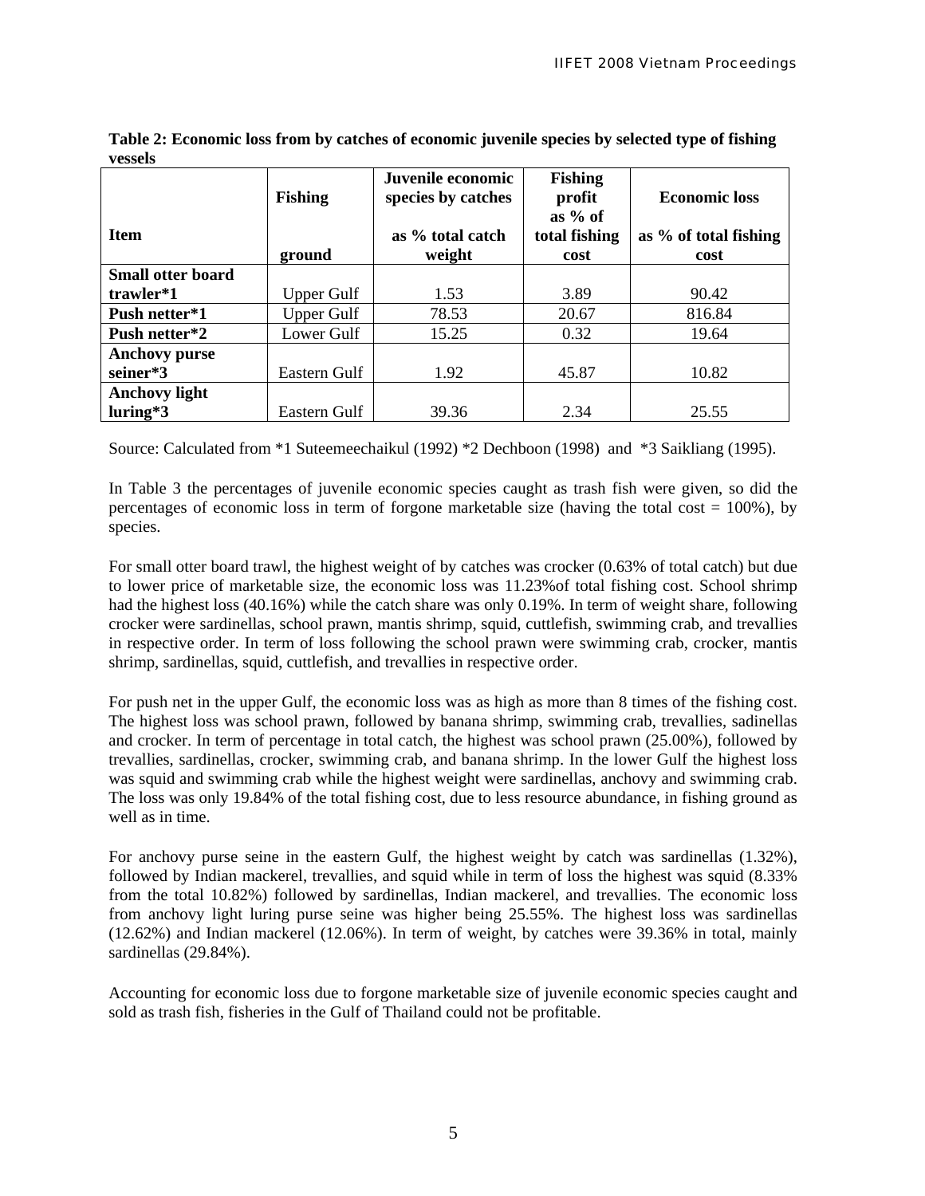**Table 2: Economic loss from by catches of economic juvenile species by selected type of fishing vessels**

| Item | Fishing ground | Juvenile economic species by catches as % total catch weight | Fishing profit as % of total fishing cost | Economic loss as % of total fishing cost |
|---|---|---|---|---|
| **Small otter board trawler*1** | Upper Gulf | 1.53 | 3.89 | 90.42 |
| **Push netter*1** | Upper Gulf | 78.53 | 20.67 | 816.84 |
| **Push netter*2** | Lower Gulf | 15.25 | 0.32 | 19.64 |
| **Anchovy purse seiner*3** | Eastern Gulf | 1.92 | 45.87 | 10.82 |
| **Anchovy light luring*3** | Eastern Gulf | 39.36 | 2.34 | 25.55 |

Source: Calculated from *1 Suteemeechaikul (1992) *2 Dechboon (1998) and *3 Saikliang (1995).

In Table 3 the percentages of juvenile economic species caught as trash fish were given, so did the percentages of economic loss in term of forgone marketable size (having the total cost = 100%), by species.

For small otter board trawl, the highest weight of by catches was crocker (0.63% of total catch) but due to lower price of marketable size, the economic loss was 11.23%of total fishing cost. School shrimp had the highest loss (40.16%) while the catch share was only 0.19%. In term of weight share, following crocker were sardinellas, school prawn, mantis shrimp, squid, cuttlefish, swimming crab, and trevallies in respective order. In term of loss following the school prawn were swimming crab, crocker, mantis shrimp, sardinellas, squid, cuttlefish, and trevallies in respective order.

For push net in the upper Gulf, the economic loss was as high as more than 8 times of the fishing cost. The highest loss was school prawn, followed by banana shrimp, swimming crab, trevallies, sadinellas and crocker. In term of percentage in total catch, the highest was school prawn (25.00%), followed by trevallies, sardinellas, crocker, swimming crab, and banana shrimp. In the lower Gulf the highest loss was squid and swimming crab while the highest weight were sardinellas, anchovy and swimming crab. The loss was only 19.84% of the total fishing cost, due to less resource abundance, in fishing ground as well as in time.

For anchovy purse seine in the eastern Gulf, the highest weight by catch was sardinellas (1.32%), followed by Indian mackerel, trevallies, and squid while in term of loss the highest was squid (8.33% from the total 10.82%) followed by sardinellas, Indian mackerel, and trevallies. The economic loss from anchovy light luring purse seine was higher being 25.55%. The highest loss was sardinellas (12.62%) and Indian mackerel (12.06%). In term of weight, by catches were 39.36% in total, mainly sardinellas (29.84%).

Accounting for economic loss due to forgone marketable size of juvenile economic species caught and sold as trash fish, fisheries in the Gulf of Thailand could not be profitable.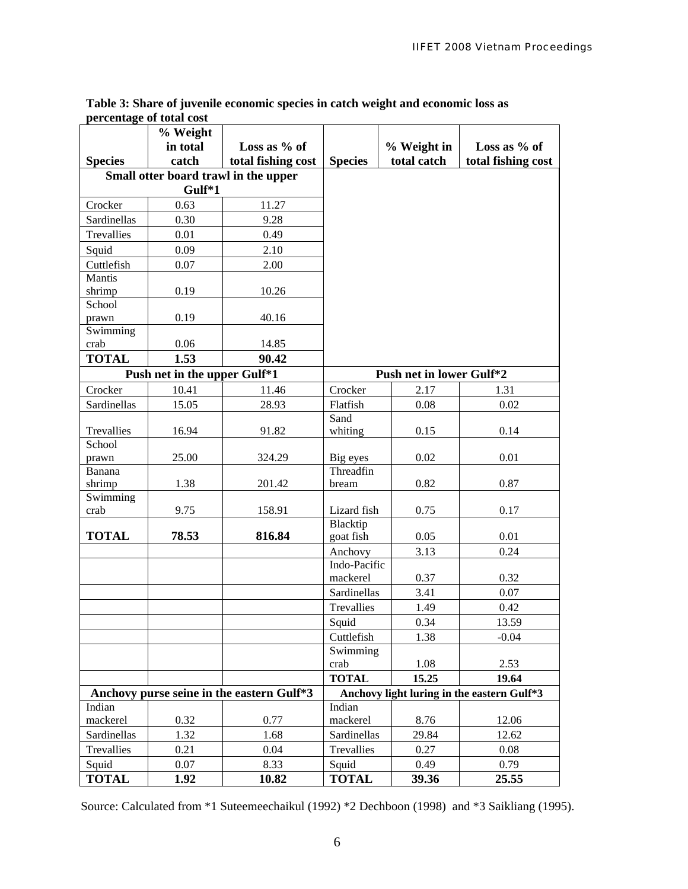**Table 3: Share of juvenile economic species in catch weight and economic loss as percentage of total cost**

| Species | % Weight in total catch | Loss as % of total fishing cost | Species | % Weight in total catch | Loss as % of total fishing cost |
|---|---|---|---|---|---|
| **Small otter board trawl in the upper Gulf*1** | | | | | |
| Crocker | 0.63 | 11.27 | | | |
| Sardinellas | 0.30 | 9.28 | | | |
| Trevallies | 0.01 | 0.49 | | | |
| Squid | 0.09 | 2.10 | | | |
| Cuttlefish | 0.07 | 2.00 | | | |
| Mantis shrimp | 0.19 | 10.26 | | | |
| School prawn | 0.19 | 40.16 | | | |
| Swimming crab | 0.06 | 14.85 | | | |
| **TOTAL** | **1.53** | **90.42** | | | |
| **Push net in the upper Gulf*1** | | | **Push net in lower Gulf*2** | | |
| Crocker | 10.41 | 11.46 | Crocker | 2.17 | 1.31 |
| Sardinellas | 15.05 | 28.93 | Flatfish | 0.08 | 0.02 |
| Trevallies | 16.94 | 91.82 | Sand whiting | 0.15 | 0.14 |
| School prawn | 25.00 | 324.29 | Big eyes | 0.02 | 0.01 |
| Banana shrimp | 1.38 | 201.42 | Threadfin bream | 0.82 | 0.87 |
| Swimming crab | 9.75 | 158.91 | Lizard fish | 0.75 | 0.17 |
| **TOTAL** | **78.53** | **816.84** | Blacktip goat fish | 0.05 | 0.01 |
| | | | Anchovy | 3.13 | 0.24 |
| | | | Indo-Pacific mackerel | 0.37 | 0.32 |
| | | | Sardinellas | 3.41 | 0.07 |
| | | | Trevallies | 1.49 | 0.42 |
| | | | Squid | 0.34 | 13.59 |
| | | | Cuttlefish | 1.38 | -0.04 |
| | | | Swimming crab | 1.08 | 2.53 |
| | | | **TOTAL** | **15.25** | **19.64** |
| **Anchovy purse seine in the eastern Gulf*3** | | | **Anchovy light luring in the eastern Gulf*3** | | |
| Indian mackerel | 0.32 | 0.77 | Indian mackerel | 8.76 | 12.06 |
| Sardinellas | 1.32 | 1.68 | Sardinellas | 29.84 | 12.62 |
| Trevallies | 0.21 | 0.04 | Trevallies | 0.27 | 0.08 |
| Squid | 0.07 | 8.33 | Squid | 0.49 | 0.79 |
| **TOTAL** | **1.92** | **10.82** | **TOTAL** | **39.36** | **25.55** |

Source: Calculated from *1 Suteemeechaikul (1992) *2 Dechboon (1998) and *3 Saikliang (1995).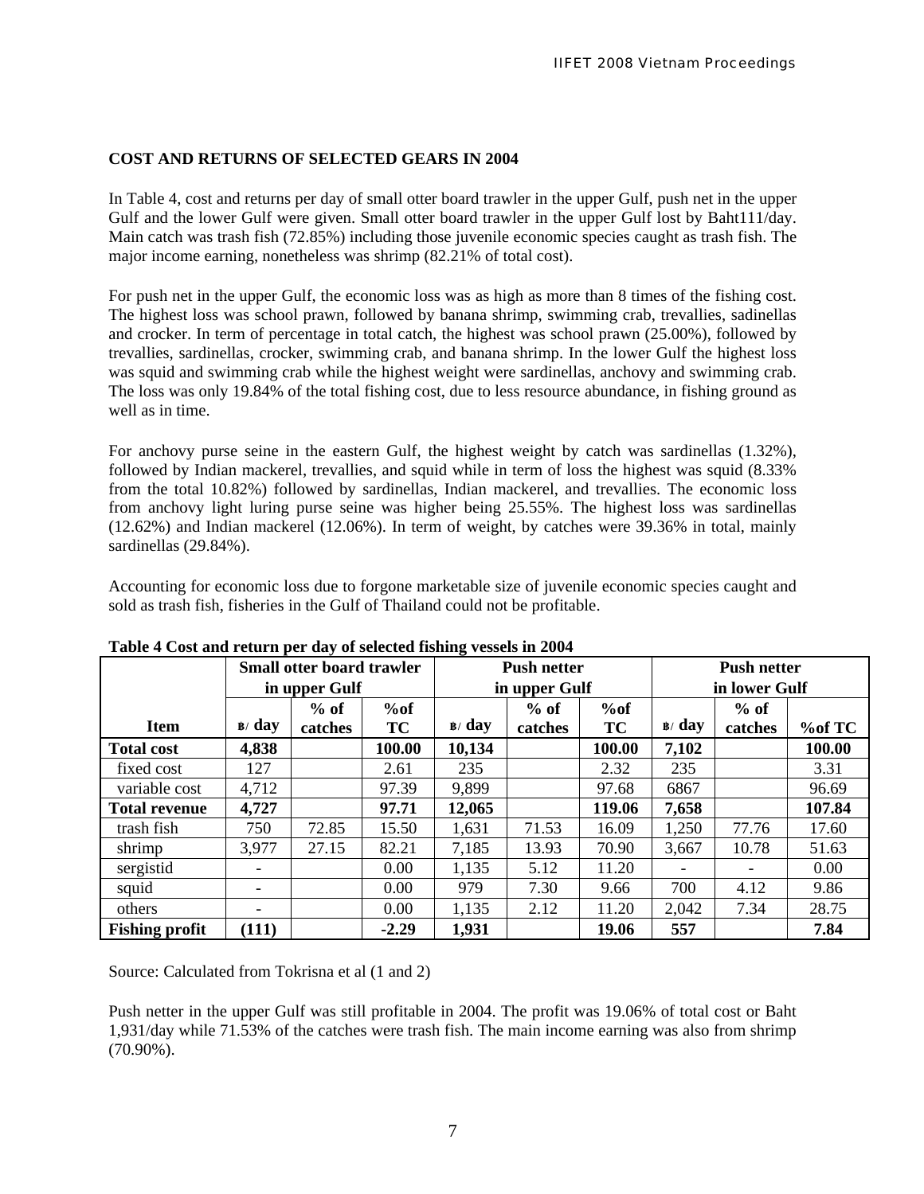## COST AND RETURNS OF SELECTED GEARS IN 2004

In Table 4, cost and returns per day of small otter board trawler in the upper Gulf, push net in the upper Gulf and the lower Gulf were given. Small otter board trawler in the upper Gulf lost by Baht111/day. Main catch was trash fish (72.85%) including those juvenile economic species caught as trash fish. The major income earning, nonetheless was shrimp (82.21% of total cost).

For push net in the upper Gulf, the economic loss was as high as more than 8 times of the fishing cost. The highest loss was school prawn, followed by banana shrimp, swimming crab, trevallies, sadinellas and crocker. In term of percentage in total catch, the highest was school prawn (25.00%), followed by trevallies, sardinellas, crocker, swimming crab, and banana shrimp. In the lower Gulf the highest loss was squid and swimming crab while the highest weight were sardinellas, anchovy and swimming crab. The loss was only 19.84% of the total fishing cost, due to less resource abundance, in fishing ground as well as in time.

For anchovy purse seine in the eastern Gulf, the highest weight by catch was sardinellas (1.32%), followed by Indian mackerel, trevallies, and squid while in term of loss the highest was squid (8.33% from the total 10.82%) followed by sardinellas, Indian mackerel, and trevallies. The economic loss from anchovy light luring purse seine was higher being 25.55%. The highest loss was sardinellas (12.62%) and Indian mackerel (12.06%). In term of weight, by catches were 39.36% in total, mainly sardinellas (29.84%).

Accounting for economic loss due to forgone marketable size of juvenile economic species caught and sold as trash fish, fisheries in the Gulf of Thailand could not be profitable.

**Table 4 Cost and return per day of selected fishing vessels in 2004**

| | Small otter board trawler in upper Gulf | | | Push netter in upper Gulf | | | Push netter in lower Gulf | | |
|---|---|---|---|---|---|---|---|---|---|
| **Item** | **฿/ day** | **% of catches** | **%of TC** | **฿/ day** | **% of catches** | **%of TC** | **฿/ day** | **% of catches** | **%of TC** |
| **Total cost** | **4,838** | | **100.00** | **10,134** | | **100.00** | **7,102** | | **100.00** |
| fixed cost | 127 | | 2.61 | 235 | | 2.32 | 235 | | 3.31 |
| variable cost | 4,712 | | 97.39 | 9,899 | | 97.68 | 6867 | | 96.69 |
| **Total revenue** | **4,727** | | **97.71** | **12,065** | | **119.06** | **7,658** | | **107.84** |
| trash fish | 750 | 72.85 | 15.50 | 1,631 | 71.53 | 16.09 | 1,250 | 77.76 | 17.60 |
| shrimp | 3,977 | 27.15 | 82.21 | 7,185 | 13.93 | 70.90 | 3,667 | 10.78 | 51.63 |
| sergistid | - | | 0.00 | 1,135 | 5.12 | 11.20 | - | - | 0.00 |
| squid | - | | 0.00 | 979 | 7.30 | 9.66 | 700 | 4.12 | 9.86 |
| others | - | | 0.00 | 1,135 | 2.12 | 11.20 | 2,042 | 7.34 | 28.75 |
| **Fishing profit** | **(111)** | | **-2.29** | **1,931** | | **19.06** | **557** | | **7.84** |

Source: Calculated from Tokrisna et al (1 and 2)

Push netter in the upper Gulf was still profitable in 2004. The profit was 19.06% of total cost or Baht 1,931/day while 71.53% of the catches were trash fish. The main income earning was also from shrimp (70.90%).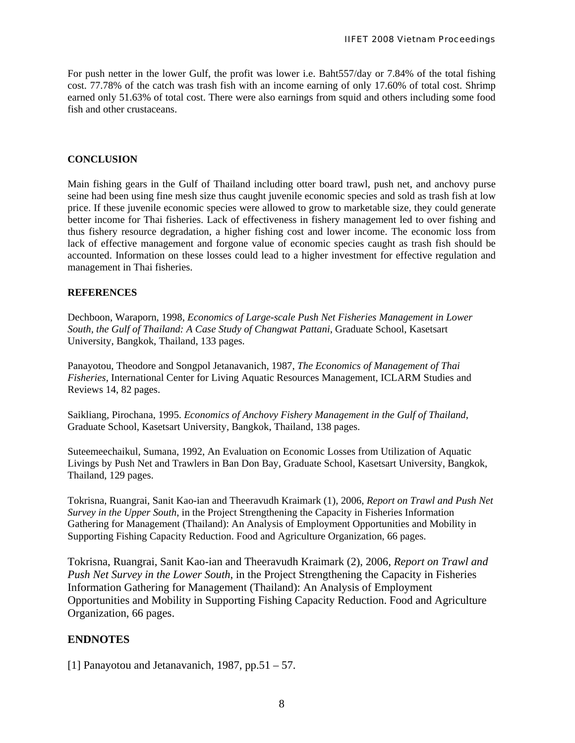For push netter in the lower Gulf, the profit was lower i.e. Baht557/day or 7.84% of the total fishing cost. 77.78% of the catch was trash fish with an income earning of only 17.60% of total cost. Shrimp earned only 51.63% of total cost. There were also earnings from squid and others including some food fish and other crustaceans.

## CONCLUSION

Main fishing gears in the Gulf of Thailand including otter board trawl, push net, and anchovy purse seine had been using fine mesh size thus caught juvenile economic species and sold as trash fish at low price. If these juvenile economic species were allowed to grow to marketable size, they could generate better income for Thai fisheries. Lack of effectiveness in fishery management led to over fishing and thus fishery resource degradation, a higher fishing cost and lower income. The economic loss from lack of effective management and forgone value of economic species caught as trash fish should be accounted. Information on these losses could lead to a higher investment for effective regulation and management in Thai fisheries.

## REFERENCES

Dechboon, Waraporn, 1998, *Economics of Large-scale Push Net Fisheries Management in Lower South, the Gulf of Thailand: A Case Study of Changwat Pattani*, Graduate School, Kasetsart University, Bangkok, Thailand, 133 pages.

Panayotou, Theodore and Songpol Jetanavanich, 1987, *The Economics of Management of Thai Fisheries*, International Center for Living Aquatic Resources Management, ICLARM Studies and Reviews 14, 82 pages.

Saikliang, Pirochana, 1995. *Economics of Anchovy Fishery Management in the Gulf of Thailand*, Graduate School, Kasetsart University, Bangkok, Thailand, 138 pages.

Suteemeechaikul, Sumana, 1992, An Evaluation on Economic Losses from Utilization of Aquatic Livings by Push Net and Trawlers in Ban Don Bay, Graduate School, Kasetsart University, Bangkok, Thailand, 129 pages.

Tokrisna, Ruangrai, Sanit Kao-ian and Theeravudh Kraimark (1), 2006, *Report on Trawl and Push Net Survey in the Upper South*, in the Project Strengthening the Capacity in Fisheries Information Gathering for Management (Thailand): An Analysis of Employment Opportunities and Mobility in Supporting Fishing Capacity Reduction. Food and Agriculture Organization, 66 pages.

Tokrisna, Ruangrai, Sanit Kao-ian and Theeravudh Kraimark (2), 2006, *Report on Trawl and Push Net Survey in the Lower South*, in the Project Strengthening the Capacity in Fisheries Information Gathering for Management (Thailand): An Analysis of Employment Opportunities and Mobility in Supporting Fishing Capacity Reduction. Food and Agriculture Organization, 66 pages.

## ENDNOTES

[1] Panayotou and Jetanavanich, 1987, pp.51 – 57.